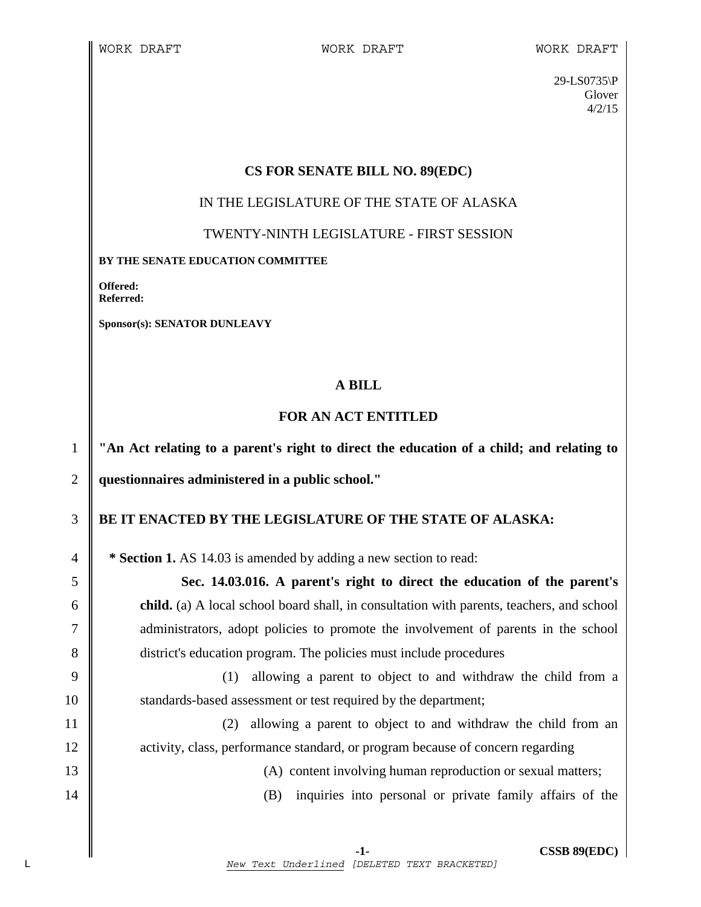WORK DRAFT WORK DRAFT WORK DRAFT

29-LS0735\P
Glover
4/2/15

**CS FOR SENATE BILL NO. 89(EDC)**

IN THE LEGISLATURE OF THE STATE OF ALASKA

TWENTY-NINTH LEGISLATURE - FIRST SESSION

**BY THE SENATE EDUCATION COMMITTEE**

**Offered:**
**Referred:**

**Sponsor(s): SENATOR DUNLEAVY**

**A BILL**

**FOR AN ACT ENTITLED**

**"An Act relating to a parent's right to direct the education of a child; and relating to questionnaires administered in a public school."**

**BE IT ENACTED BY THE LEGISLATURE OF THE STATE OF ALASKA:**

**\* Section 1.** AS 14.03 is amended by adding a new section to read:

**Sec. 14.03.016. A parent's right to direct the education of the parent's child.** (a) A local school board shall, in consultation with parents, teachers, and school administrators, adopt policies to promote the involvement of parents in the school district's education program. The policies must include procedures

(1) allowing a parent to object to and withdraw the child from a standards-based assessment or test required by the department;

(2) allowing a parent to object to and withdraw the child from an activity, class, performance standard, or program because of concern regarding

(A) content involving human reproduction or sexual matters;

(B) inquiries into personal or private family affairs of the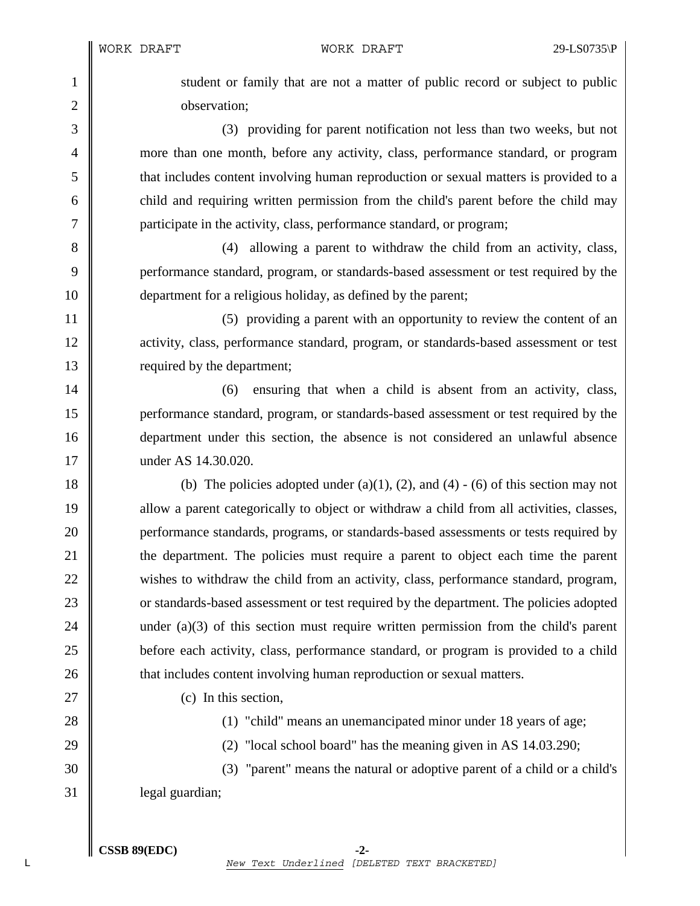student or family that are not a matter of public record or subject to public observation;

(3) providing for parent notification not less than two weeks, but not more than one month, before any activity, class, performance standard, or program that includes content involving human reproduction or sexual matters is provided to a child and requiring written permission from the child's parent before the child may participate in the activity, class, performance standard, or program;

(4) allowing a parent to withdraw the child from an activity, class, performance standard, program, or standards-based assessment or test required by the department for a religious holiday, as defined by the parent;

(5) providing a parent with an opportunity to review the content of an activity, class, performance standard, program, or standards-based assessment or test required by the department;

(6) ensuring that when a child is absent from an activity, class, performance standard, program, or standards-based assessment or test required by the department under this section, the absence is not considered an unlawful absence under AS 14.30.020.

(b) The policies adopted under (a)(1), (2), and (4) - (6) of this section may not allow a parent categorically to object or withdraw a child from all activities, classes, performance standards, programs, or standards-based assessments or tests required by the department. The policies must require a parent to object each time the parent wishes to withdraw the child from an activity, class, performance standard, program, or standards-based assessment or test required by the department. The policies adopted under (a)(3) of this section must require written permission from the child's parent before each activity, class, performance standard, or program is provided to a child that includes content involving human reproduction or sexual matters.

(c) In this section,

(1) "child" means an unemancipated minor under 18 years of age;

(2) "local school board" has the meaning given in AS 14.03.290;

(3) "parent" means the natural or adoptive parent of a child or a child's legal guardian;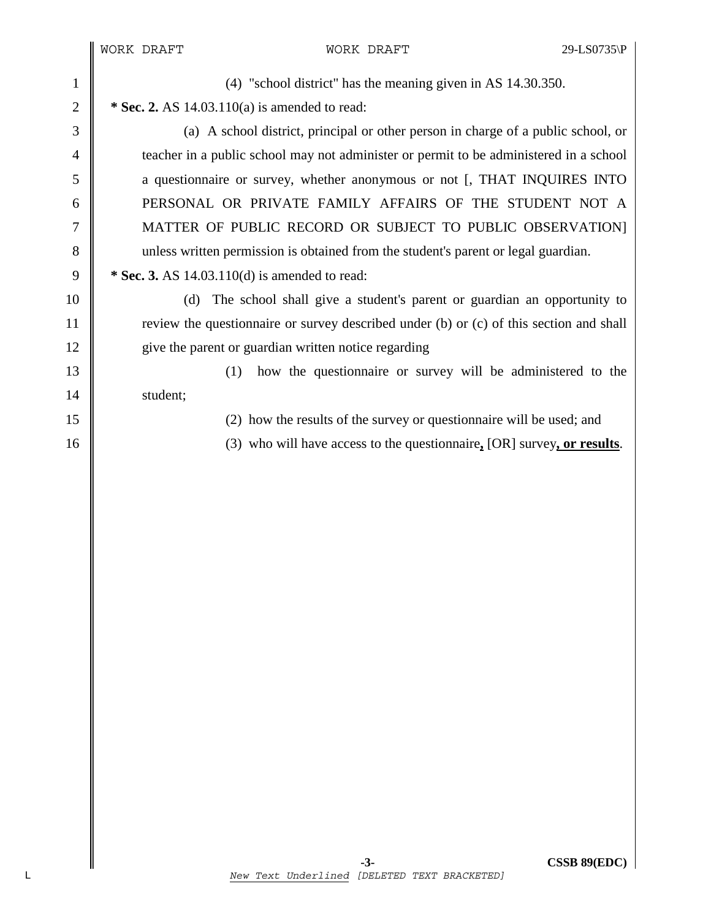(4) "school district" has the meaning given in AS 14.30.350.

**\* Sec. 2.** AS 14.03.110(a) is amended to read:

(a) A school district, principal or other person in charge of a public school, or teacher in a public school may not administer or permit to be administered in a school a questionnaire or survey, whether anonymous or not [, THAT INQUIRES INTO PERSONAL OR PRIVATE FAMILY AFFAIRS OF THE STUDENT NOT A MATTER OF PUBLIC RECORD OR SUBJECT TO PUBLIC OBSERVATION] unless written permission is obtained from the student's parent or legal guardian.

**\* Sec. 3.** AS 14.03.110(d) is amended to read:

(d) The school shall give a student's parent or guardian an opportunity to review the questionnaire or survey described under (b) or (c) of this section and shall give the parent or guardian written notice regarding

(1) how the questionnaire or survey will be administered to the student;

(2) how the results of the survey or questionnaire will be used; and

(3) who will have access to the questionnaire**,** [OR] survey**, or results**.